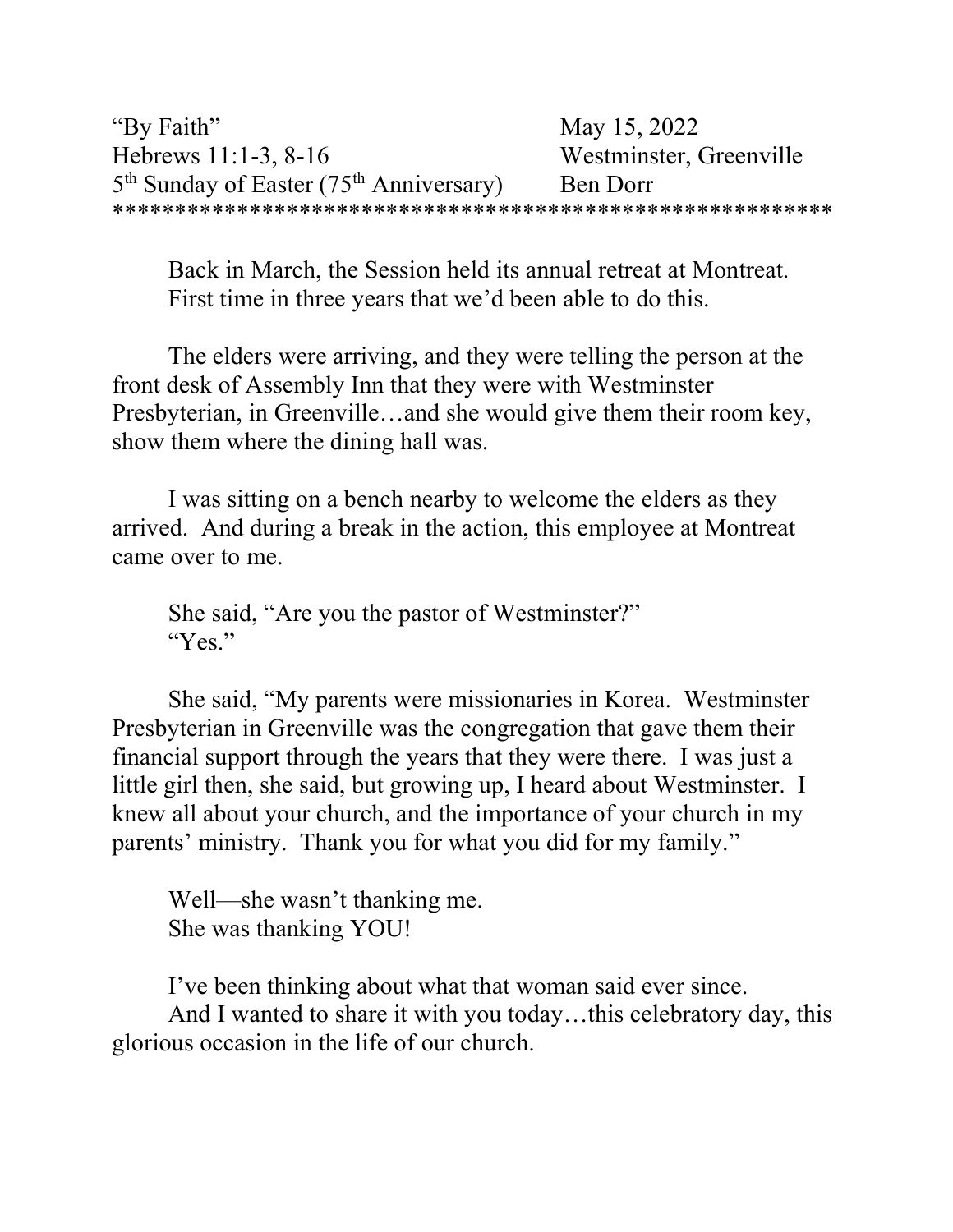"By Faith" May 15, 2022
Hebrews 11:1-3, 8-16 Westminster, Greenville
5th Sunday of Easter (75th Anniversary) Ben Dorr

*********************************************************

Back in March, the Session held its annual retreat at Montreat.
First time in three years that we'd been able to do this.

The elders were arriving, and they were telling the person at the front desk of Assembly Inn that they were with Westminster Presbyterian, in Greenville…and she would give them their room key, show them where the dining hall was.

I was sitting on a bench nearby to welcome the elders as they arrived. And during a break in the action, this employee at Montreat came over to me.

She said, "Are you the pastor of Westminster?"
"Yes."

She said, "My parents were missionaries in Korea. Westminster Presbyterian in Greenville was the congregation that gave them their financial support through the years that they were there. I was just a little girl then, she said, but growing up, I heard about Westminster. I knew all about your church, and the importance of your church in my parents' ministry. Thank you for what you did for my family."

Well—she wasn't thanking me.
She was thanking YOU!

I've been thinking about what that woman said ever since.
And I wanted to share it with you today…this celebratory day, this glorious occasion in the life of our church.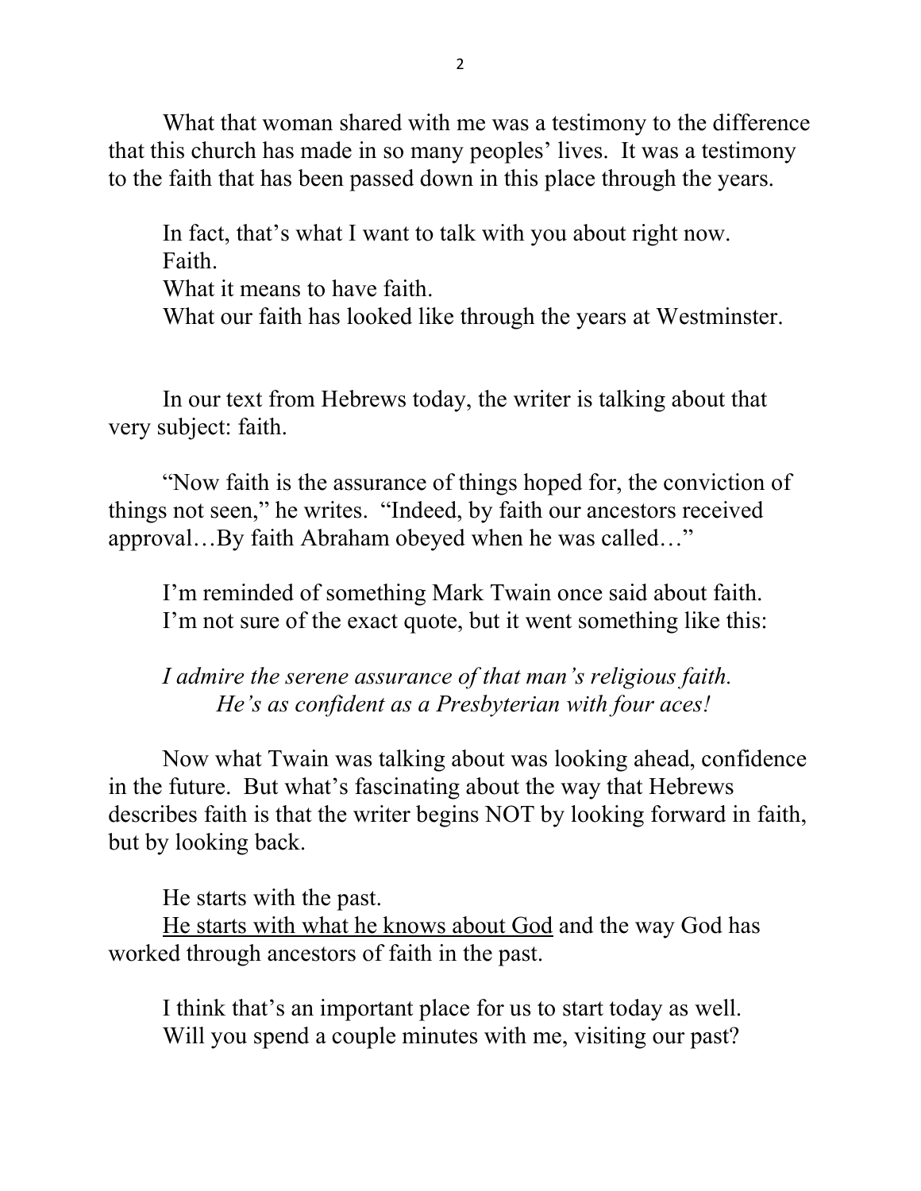What that woman shared with me was a testimony to the difference that this church has made in so many peoples' lives. It was a testimony to the faith that has been passed down in this place through the years.

In fact, that's what I want to talk with you about right now.
Faith.
What it means to have faith.
What our faith has looked like through the years at Westminster.

In our text from Hebrews today, the writer is talking about that very subject: faith.

"Now faith is the assurance of things hoped for, the conviction of things not seen," he writes. "Indeed, by faith our ancestors received approval…By faith Abraham obeyed when he was called…"

I'm reminded of something Mark Twain once said about faith.
I'm not sure of the exact quote, but it went something like this:

*I admire the serene assurance of that man's religious faith.*
*He's as confident as a Presbyterian with four aces!*

Now what Twain was talking about was looking ahead, confidence in the future. But what's fascinating about the way that Hebrews describes faith is that the writer begins NOT by looking forward in faith, but by looking back.

He starts with the past.
<u>He starts with what he knows about God</u> and the way God has worked through ancestors of faith in the past.

I think that's an important place for us to start today as well.
Will you spend a couple minutes with me, visiting our past?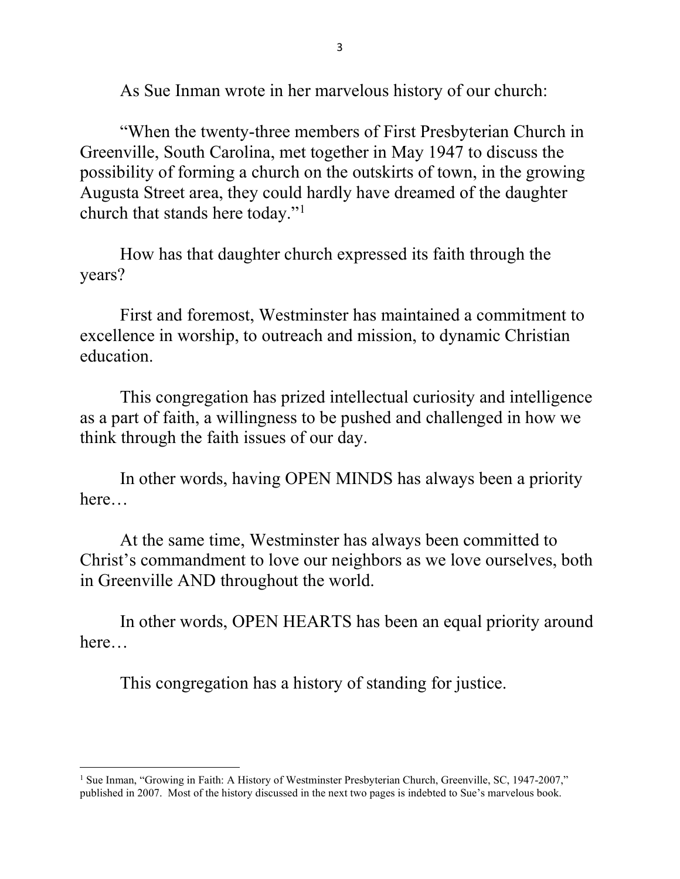As Sue Inman wrote in her marvelous history of our church:

"When the twenty-three members of First Presbyterian Church in Greenville, South Carolina, met together in May 1947 to discuss the possibility of forming a church on the outskirts of town, in the growing Augusta Street area, they could hardly have dreamed of the daughter church that stands here today."[1]

How has that daughter church expressed its faith through the years?

First and foremost, Westminster has maintained a commitment to excellence in worship, to outreach and mission, to dynamic Christian education.

This congregation has prized intellectual curiosity and intelligence as a part of faith, a willingness to be pushed and challenged in how we think through the faith issues of our day.

In other words, having OPEN MINDS has always been a priority here…

At the same time, Westminster has always been committed to Christ's commandment to love our neighbors as we love ourselves, both in Greenville AND throughout the world.

In other words, OPEN HEARTS has been an equal priority around here…

This congregation has a history of standing for justice.

---

[1] Sue Inman, "Growing in Faith: A History of Westminster Presbyterian Church, Greenville, SC, 1947-2007," published in 2007. Most of the history discussed in the next two pages is indebted to Sue's marvelous book.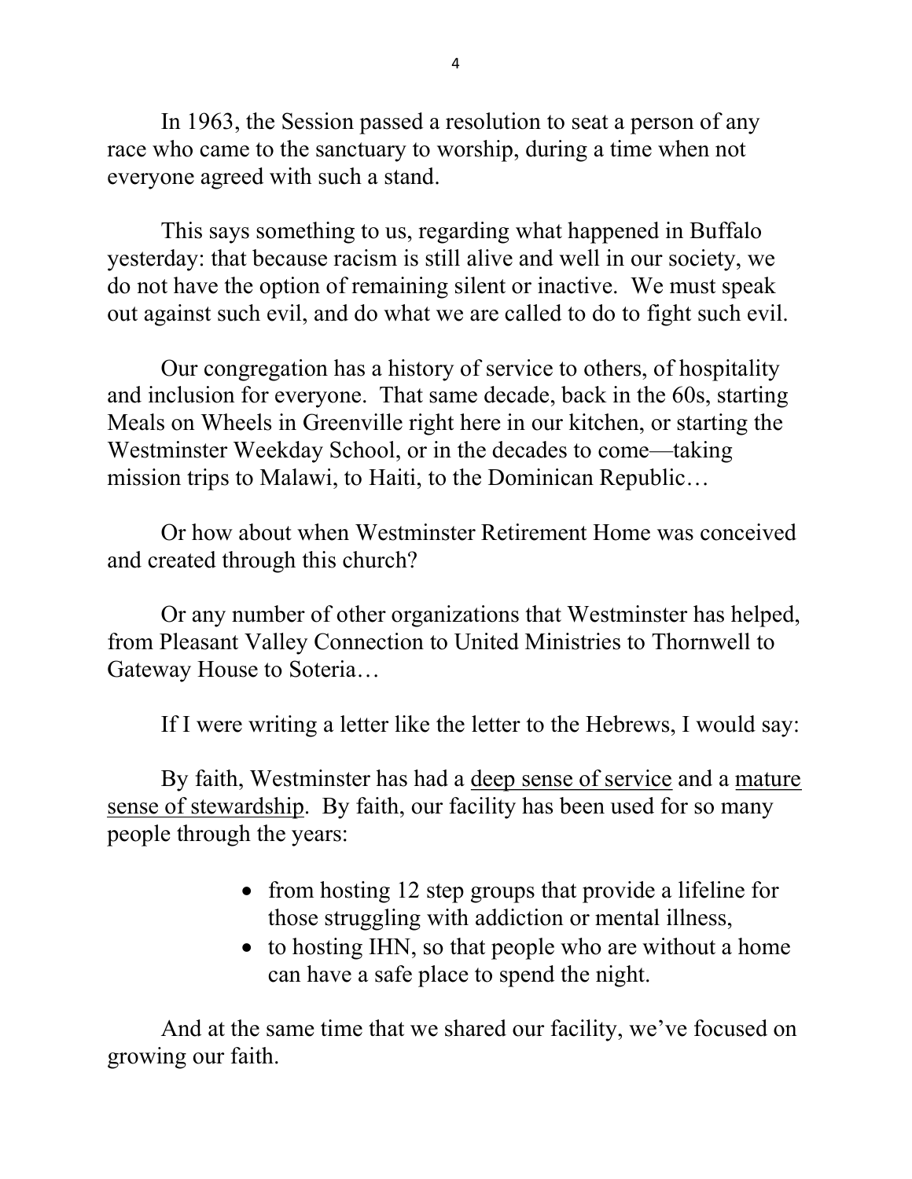In 1963, the Session passed a resolution to seat a person of any race who came to the sanctuary to worship, during a time when not everyone agreed with such a stand.

This says something to us, regarding what happened in Buffalo yesterday: that because racism is still alive and well in our society, we do not have the option of remaining silent or inactive. We must speak out against such evil, and do what we are called to do to fight such evil.

Our congregation has a history of service to others, of hospitality and inclusion for everyone. That same decade, back in the 60s, starting Meals on Wheels in Greenville right here in our kitchen, or starting the Westminster Weekday School, or in the decades to come—taking mission trips to Malawi, to Haiti, to the Dominican Republic…

Or how about when Westminster Retirement Home was conceived and created through this church?

Or any number of other organizations that Westminster has helped, from Pleasant Valley Connection to United Ministries to Thornwell to Gateway House to Soteria…

If I were writing a letter like the letter to the Hebrews, I would say:

By faith, Westminster has had a <u>deep sense of service</u> and a <u>mature sense of stewardship</u>. By faith, our facility has been used for so many people through the years:

- from hosting 12 step groups that provide a lifeline for those struggling with addiction or mental illness,
- to hosting IHN, so that people who are without a home can have a safe place to spend the night.

And at the same time that we shared our facility, we've focused on growing our faith.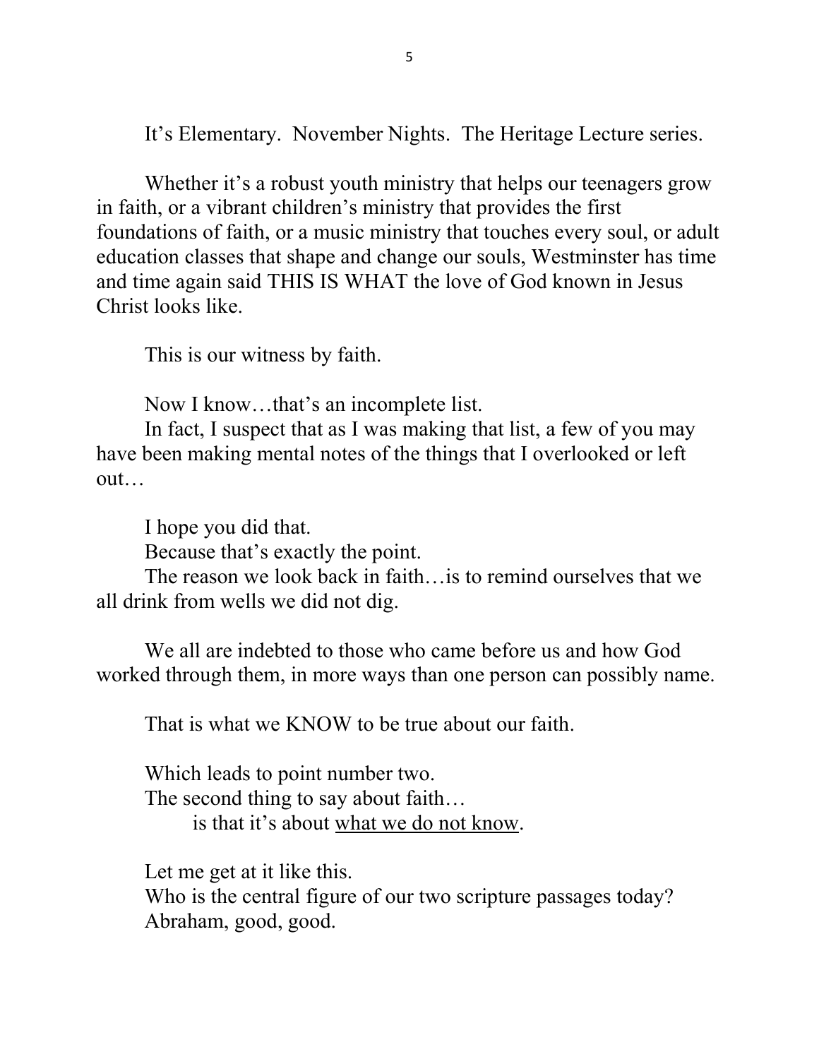It’s Elementary. November Nights. The Heritage Lecture series.

Whether it’s a robust youth ministry that helps our teenagers grow in faith, or a vibrant children’s ministry that provides the first foundations of faith, or a music ministry that touches every soul, or adult education classes that shape and change our souls, Westminster has time and time again said THIS IS WHAT the love of God known in Jesus Christ looks like.

This is our witness by faith.

Now I know…that’s an incomplete list.
In fact, I suspect that as I was making that list, a few of you may have been making mental notes of the things that I overlooked or left out…

I hope you did that.
Because that’s exactly the point.
The reason we look back in faith…is to remind ourselves that we all drink from wells we did not dig.

We all are indebted to those who came before us and how God worked through them, in more ways than one person can possibly name.

That is what we KNOW to be true about our faith.

Which leads to point number two.
The second thing to say about faith…
is that it’s about <u>what we do not know</u>.

Let me get at it like this.
Who is the central figure of our two scripture passages today?
Abraham, good, good.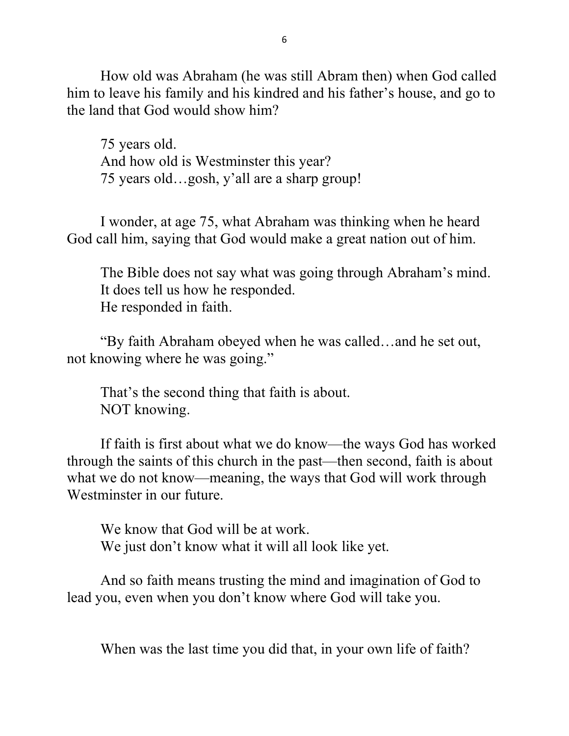How old was Abraham (he was still Abram then) when God called him to leave his family and his kindred and his father's house, and go to the land that God would show him?

75 years old.
And how old is Westminster this year?
75 years old…gosh, y'all are a sharp group!

I wonder, at age 75, what Abraham was thinking when he heard God call him, saying that God would make a great nation out of him.

The Bible does not say what was going through Abraham's mind.
It does tell us how he responded.
He responded in faith.

"By faith Abraham obeyed when he was called…and he set out, not knowing where he was going."

That's the second thing that faith is about.
NOT knowing.

If faith is first about what we do know—the ways God has worked through the saints of this church in the past—then second, faith is about what we do not know—meaning, the ways that God will work through Westminster in our future.

We know that God will be at work.
We just don't know what it will all look like yet.

And so faith means trusting the mind and imagination of God to lead you, even when you don't know where God will take you.

When was the last time you did that, in your own life of faith?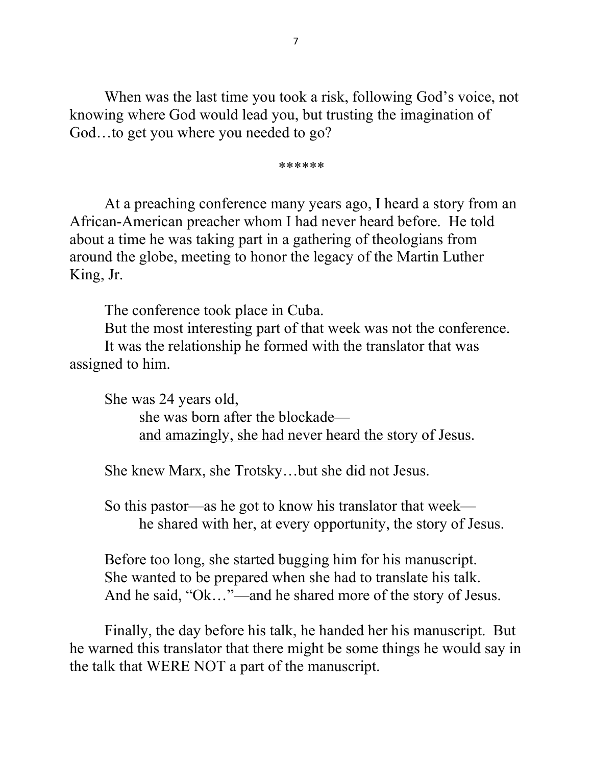When was the last time you took a risk, following God's voice, not knowing where God would lead you, but trusting the imagination of God…to get you where you needed to go?

\*\*\*\*\*\*

At a preaching conference many years ago, I heard a story from an African-American preacher whom I had never heard before. He told about a time he was taking part in a gathering of theologians from around the globe, meeting to honor the legacy of the Martin Luther King, Jr.

The conference took place in Cuba.
But the most interesting part of that week was not the conference.
It was the relationship he formed with the translator that was assigned to him.

She was 24 years old,
she was born after the blockade—
<u>and amazingly, she had never heard the story of Jesus</u>.

She knew Marx, she Trotsky…but she did not Jesus.

So this pastor—as he got to know his translator that week—
he shared with her, at every opportunity, the story of Jesus.

Before too long, she started bugging him for his manuscript.
She wanted to be prepared when she had to translate his talk.
And he said, "Ok…"—and he shared more of the story of Jesus.

Finally, the day before his talk, he handed her his manuscript. But he warned this translator that there might be some things he would say in the talk that WERE NOT a part of the manuscript.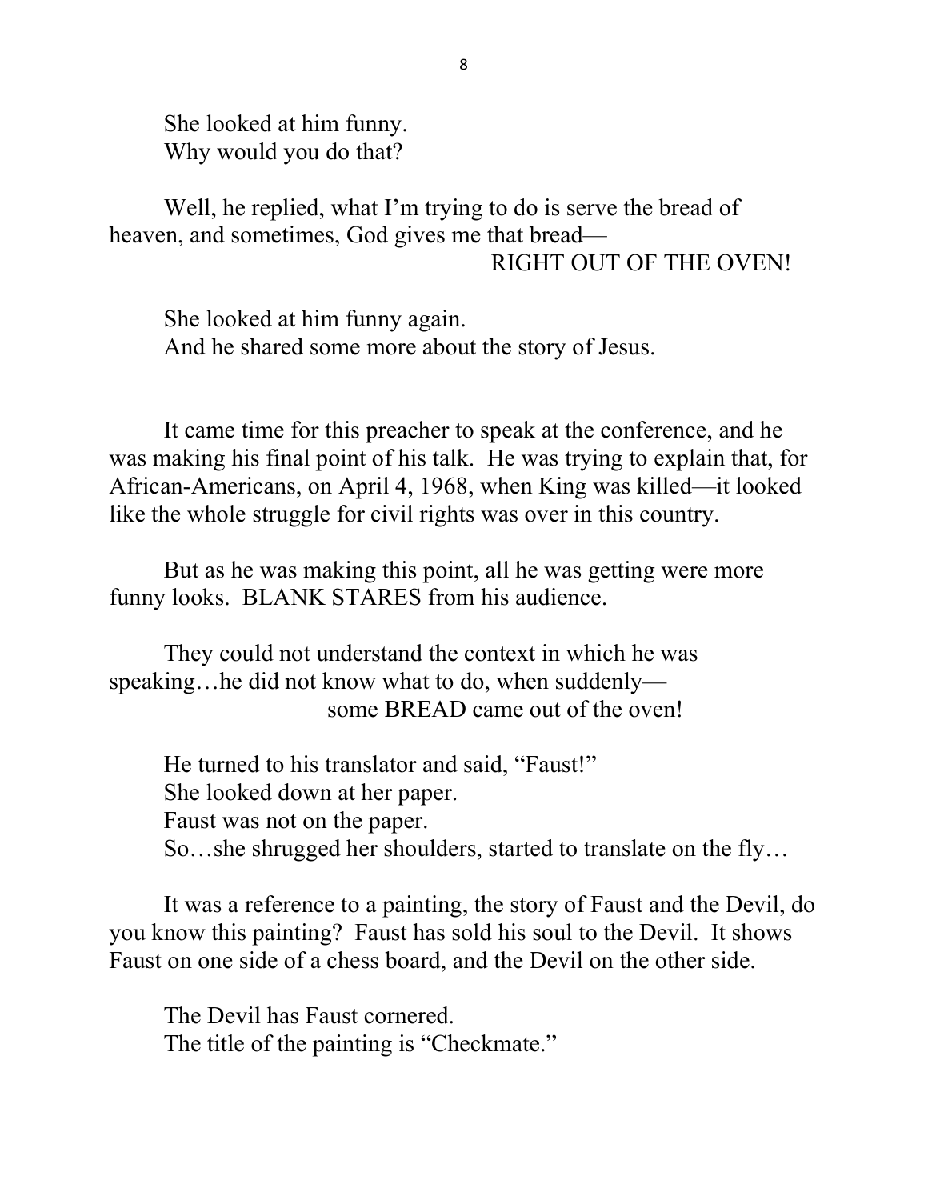She looked at him funny.
Why would you do that?

Well, he replied, what I'm trying to do is serve the bread of heaven, and sometimes, God gives me that bread—
RIGHT OUT OF THE OVEN!

She looked at him funny again.
And he shared some more about the story of Jesus.

It came time for this preacher to speak at the conference, and he was making his final point of his talk. He was trying to explain that, for African-Americans, on April 4, 1968, when King was killed—it looked like the whole struggle for civil rights was over in this country.

But as he was making this point, all he was getting were more funny looks. BLANK STARES from his audience.

They could not understand the context in which he was speaking…he did not know what to do, when suddenly—
some BREAD came out of the oven!

He turned to his translator and said, "Faust!"
She looked down at her paper.
Faust was not on the paper.
So…she shrugged her shoulders, started to translate on the fly…

It was a reference to a painting, the story of Faust and the Devil, do you know this painting? Faust has sold his soul to the Devil. It shows Faust on one side of a chess board, and the Devil on the other side.

The Devil has Faust cornered.
The title of the painting is "Checkmate."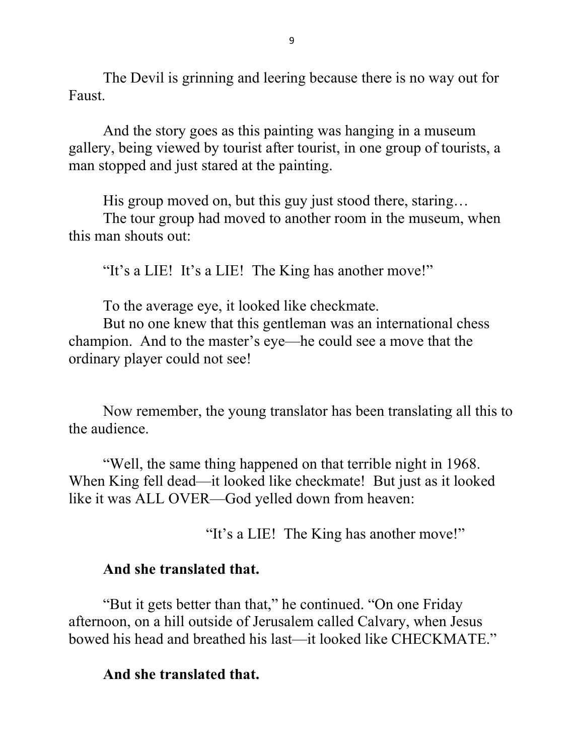The Devil is grinning and leering because there is no way out for Faust.

And the story goes as this painting was hanging in a museum gallery, being viewed by tourist after tourist, in one group of tourists, a man stopped and just stared at the painting.

His group moved on, but this guy just stood there, staring…
The tour group had moved to another room in the museum, when this man shouts out:

"It's a LIE! It's a LIE! The King has another move!"

To the average eye, it looked like checkmate.
But no one knew that this gentleman was an international chess champion. And to the master's eye—he could see a move that the ordinary player could not see!

Now remember, the young translator has been translating all this to the audience.

"Well, the same thing happened on that terrible night in 1968. When King fell dead—it looked like checkmate! But just as it looked like it was ALL OVER—God yelled down from heaven:

"It's a LIE! The King has another move!"

**And she translated that.**

"But it gets better than that," he continued. "On one Friday afternoon, on a hill outside of Jerusalem called Calvary, when Jesus bowed his head and breathed his last—it looked like CHECKMATE."

**And she translated that.**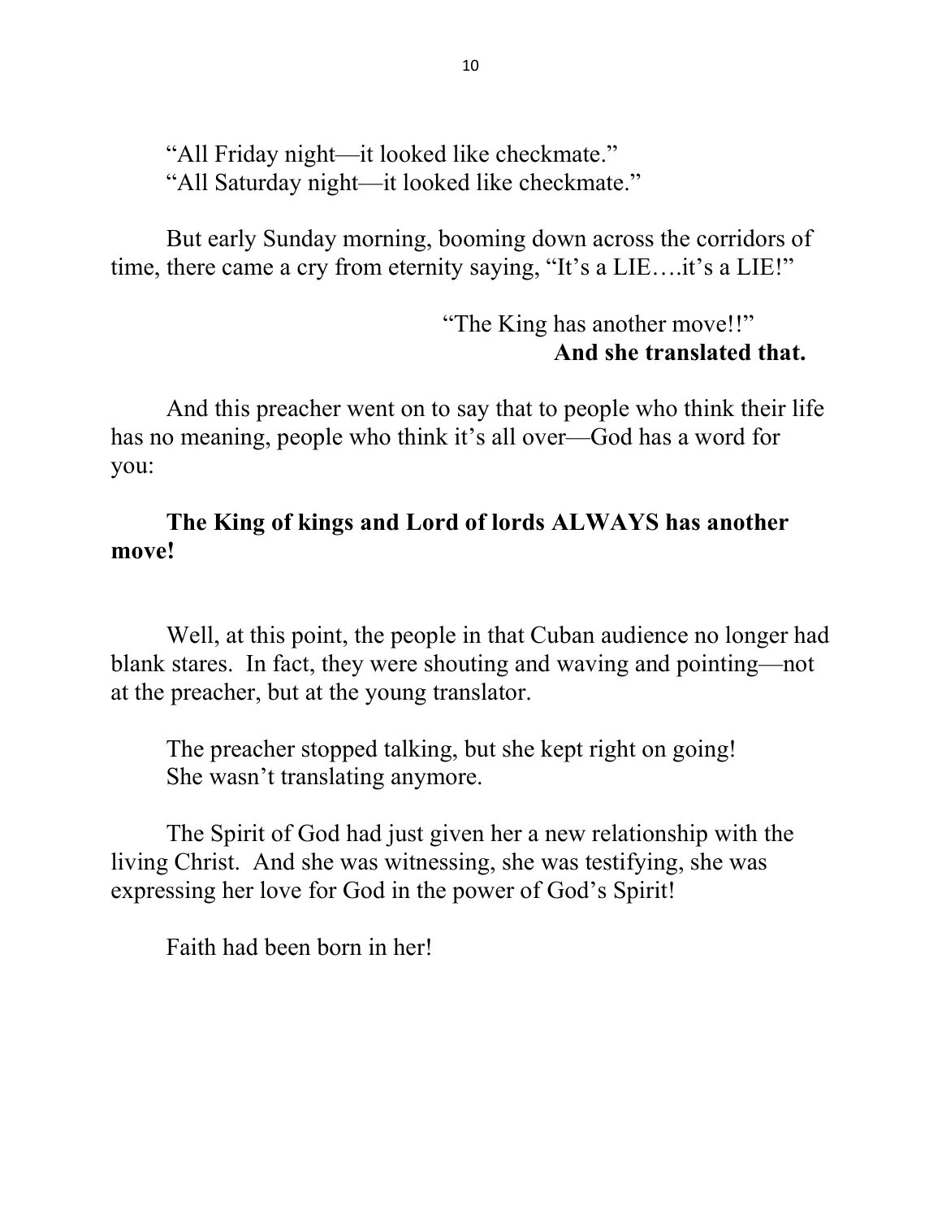"All Friday night—it looked like checkmate."
"All Saturday night—it looked like checkmate."

But early Sunday morning, booming down across the corridors of time, there came a cry from eternity saying, "It's a LIE….it's a LIE!"

"The King has another move!!"
**And she translated that.**

And this preacher went on to say that to people who think their life has no meaning, people who think it's all over—God has a word for you:

**The King of kings and Lord of lords ALWAYS has another move!**

Well, at this point, the people in that Cuban audience no longer had blank stares. In fact, they were shouting and waving and pointing—not at the preacher, but at the young translator.

The preacher stopped talking, but she kept right on going!
She wasn't translating anymore.

The Spirit of God had just given her a new relationship with the living Christ. And she was witnessing, she was testifying, she was expressing her love for God in the power of God's Spirit!

Faith had been born in her!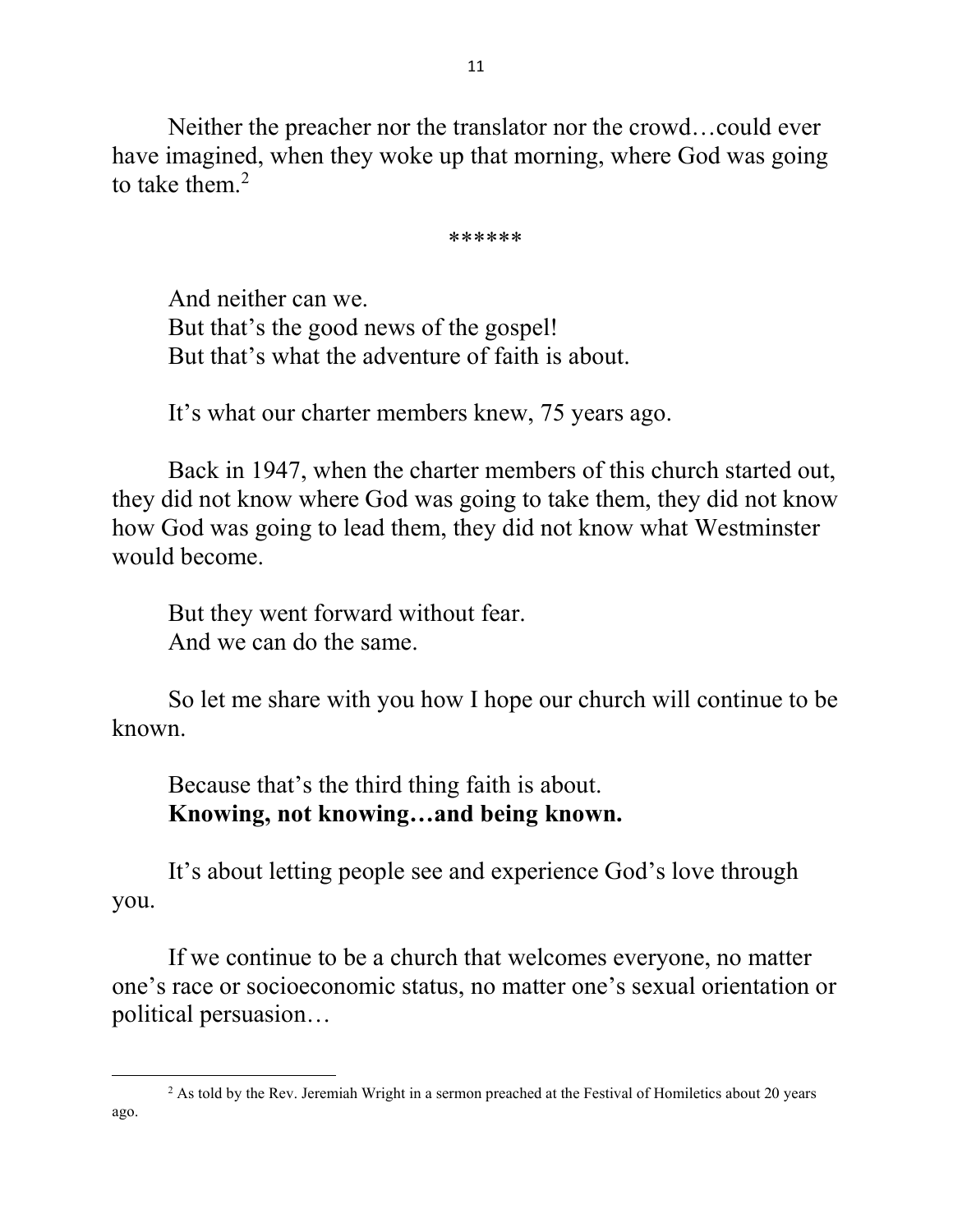Neither the preacher nor the translator nor the crowd…could ever have imagined, when they woke up that morning, where God was going to take them.[2]

******

And neither can we.
But that's the good news of the gospel!
But that's what the adventure of faith is about.

It's what our charter members knew, 75 years ago.

Back in 1947, when the charter members of this church started out, they did not know where God was going to take them, they did not know how God was going to lead them, they did not know what Westminster would become.

But they went forward without fear.
And we can do the same.

So let me share with you how I hope our church will continue to be known.

Because that's the third thing faith is about.
**Knowing, not knowing…and being known.**

It's about letting people see and experience God's love through you.

If we continue to be a church that welcomes everyone, no matter one's race or socioeconomic status, no matter one's sexual orientation or political persuasion…

---

[2] As told by the Rev. Jeremiah Wright in a sermon preached at the Festival of Homiletics about 20 years ago.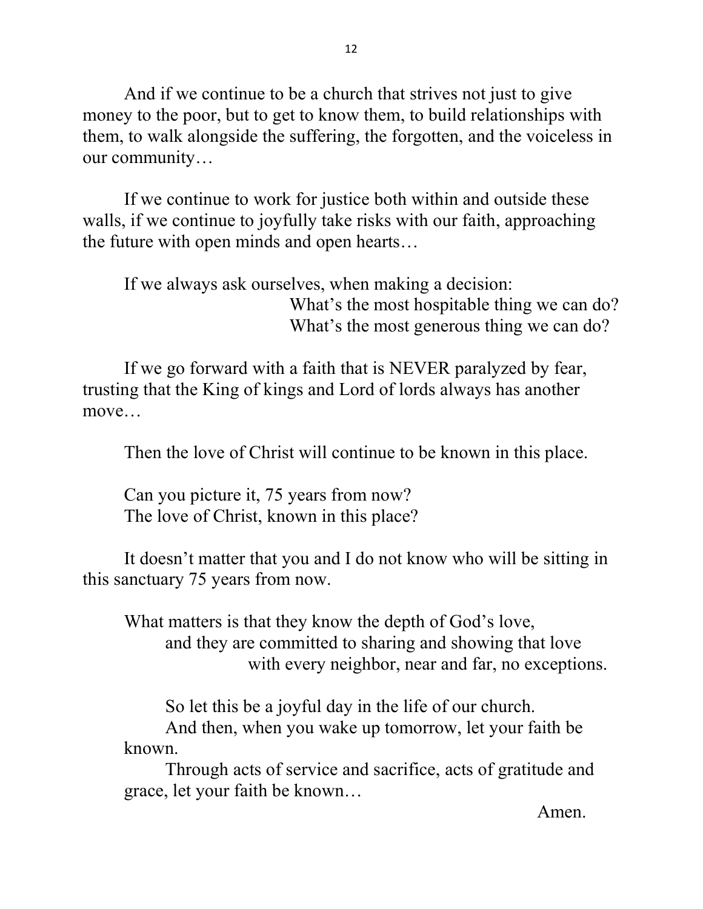And if we continue to be a church that strives not just to give money to the poor, but to get to know them, to build relationships with them, to walk alongside the suffering, the forgotten, and the voiceless in our community…

If we continue to work for justice both within and outside these walls, if we continue to joyfully take risks with our faith, approaching the future with open minds and open hearts…

If we always ask ourselves, when making a decision:
What's the most hospitable thing we can do?
What's the most generous thing we can do?

If we go forward with a faith that is NEVER paralyzed by fear, trusting that the King of kings and Lord of lords always has another move…

Then the love of Christ will continue to be known in this place.

Can you picture it, 75 years from now?
The love of Christ, known in this place?

It doesn't matter that you and I do not know who will be sitting in this sanctuary 75 years from now.

What matters is that they know the depth of God's love,
and they are committed to sharing and showing that love
with every neighbor, near and far, no exceptions.

So let this be a joyful day in the life of our church.
And then, when you wake up tomorrow, let your faith be known.
Through acts of service and sacrifice, acts of gratitude and grace, let your faith be known…

Amen.